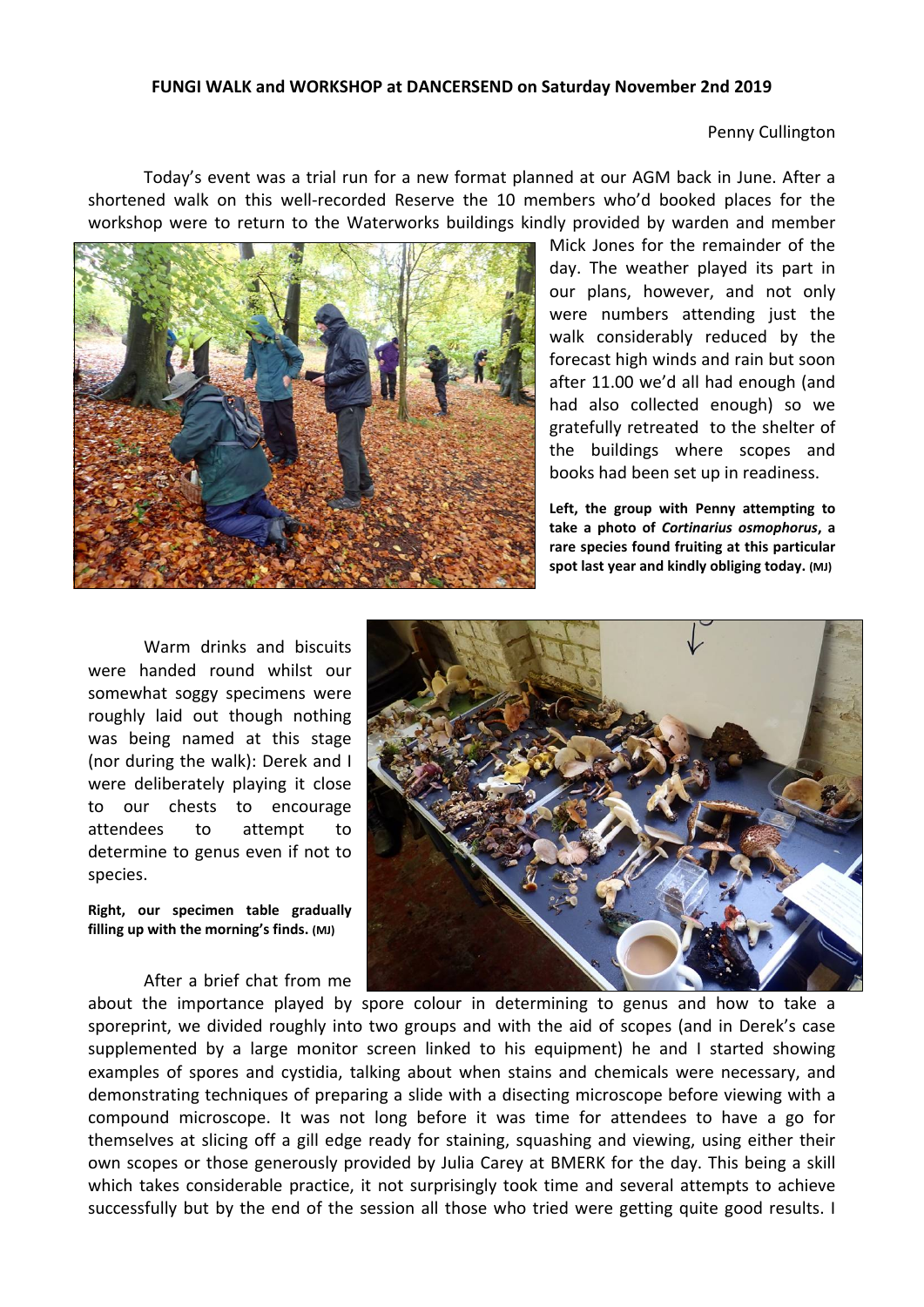**FUNGI WALK and WORKSHOP at DANCERSEND on Saturday November 2nd 2019**

Penny Cullington

Today's event was a trial run for a new format planned at our AGM back in June. After a shortened walk on this well-recorded Reserve the 10 members who'd booked places for the workshop were to return to the Waterworks buildings kindly provided by warden and member Mick Jones for the remainder of the day. The weather played its part in our plans, however, and not only were numbers attending just the walk considerably reduced by the forecast high winds and rain but soon after 11.00 we'd all had enough (and had also collected enough) so we gratefully retreated to the shelter of the buildings where scopes and books had been set up in readiness.

**Left, the group with Penny attempting to take a photo of *Cortinarius osmophorus*, a rare species found fruiting at this particular spot last year and kindly obliging today.** (MJ)

Warm drinks and biscuits were handed round whilst our somewhat soggy specimens were roughly laid out though nothing was being named at this stage (nor during the walk): Derek and I were deliberately playing it close to our chests to encourage attendees to attempt to determine to genus even if not to species.

**Right, our specimen table gradually filling up with the morning's finds.** (MJ)

After a brief chat from me about the importance played by spore colour in determining to genus and how to take a sporeprint, we divided roughly into two groups and with the aid of scopes (and in Derek's case supplemented by a large monitor screen linked to his equipment) he and I started showing examples of spores and cystidia, talking about when stains and chemicals were necessary, and demonstrating techniques of preparing a slide with a disecting microscope before viewing with a compound microscope. It was not long before it was time for attendees to have a go for themselves at slicing off a gill edge ready for staining, squashing and viewing, using either their own scopes or those generously provided by Julia Carey at BMERK for the day. This being a skill which takes considerable practice, it not surprisingly took time and several attempts to achieve successfully but by the end of the session all those who tried were getting quite good results. I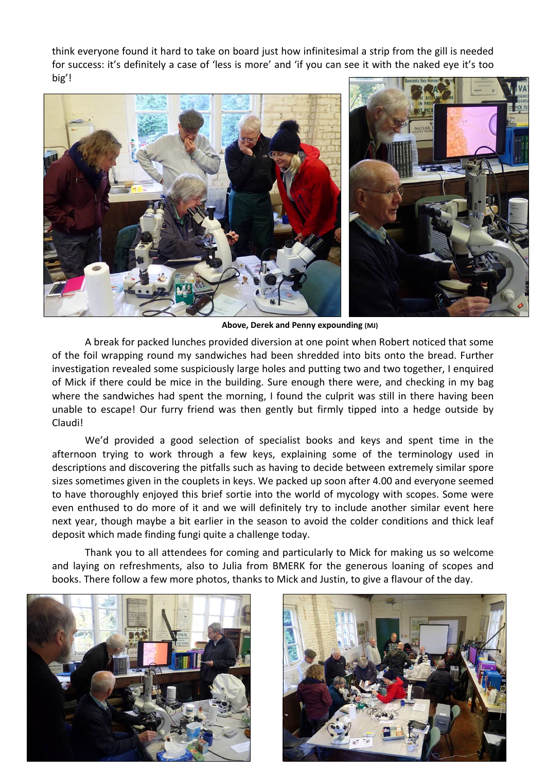think everyone found it hard to take on board just how infinitesimal a strip from the gill is needed for success: it's definitely a case of 'less is more' and 'if you can see it with the naked eye it's too big'!

**Above, Derek and Penny expounding (MJ)**

A break for packed lunches provided diversion at one point when Robert noticed that some of the foil wrapping round my sandwiches had been shredded into bits onto the bread. Further investigation revealed some suspiciously large holes and putting two and two together, I enquired of Mick if there could be mice in the building. Sure enough there were, and checking in my bag where the sandwiches had spent the morning, I found the culprit was still in there having been unable to escape! Our furry friend was then gently but firmly tipped into a hedge outside by Claudi!

We'd provided a good selection of specialist books and keys and spent time in the afternoon trying to work through a few keys, explaining some of the terminology used in descriptions and discovering the pitfalls such as having to decide between extremely similar spore sizes sometimes given in the couplets in keys. We packed up soon after 4.00 and everyone seemed to have thoroughly enjoyed this brief sortie into the world of mycology with scopes. Some were even enthused to do more of it and we will definitely try to include another similar event here next year, though maybe a bit earlier in the season to avoid the colder conditions and thick leaf deposit which made finding fungi quite a challenge today.

Thank you to all attendees for coming and particularly to Mick for making us so welcome and laying on refreshments, also to Julia from BMERK for the generous loaning of scopes and books. There follow a few more photos, thanks to Mick and Justin, to give a flavour of the day.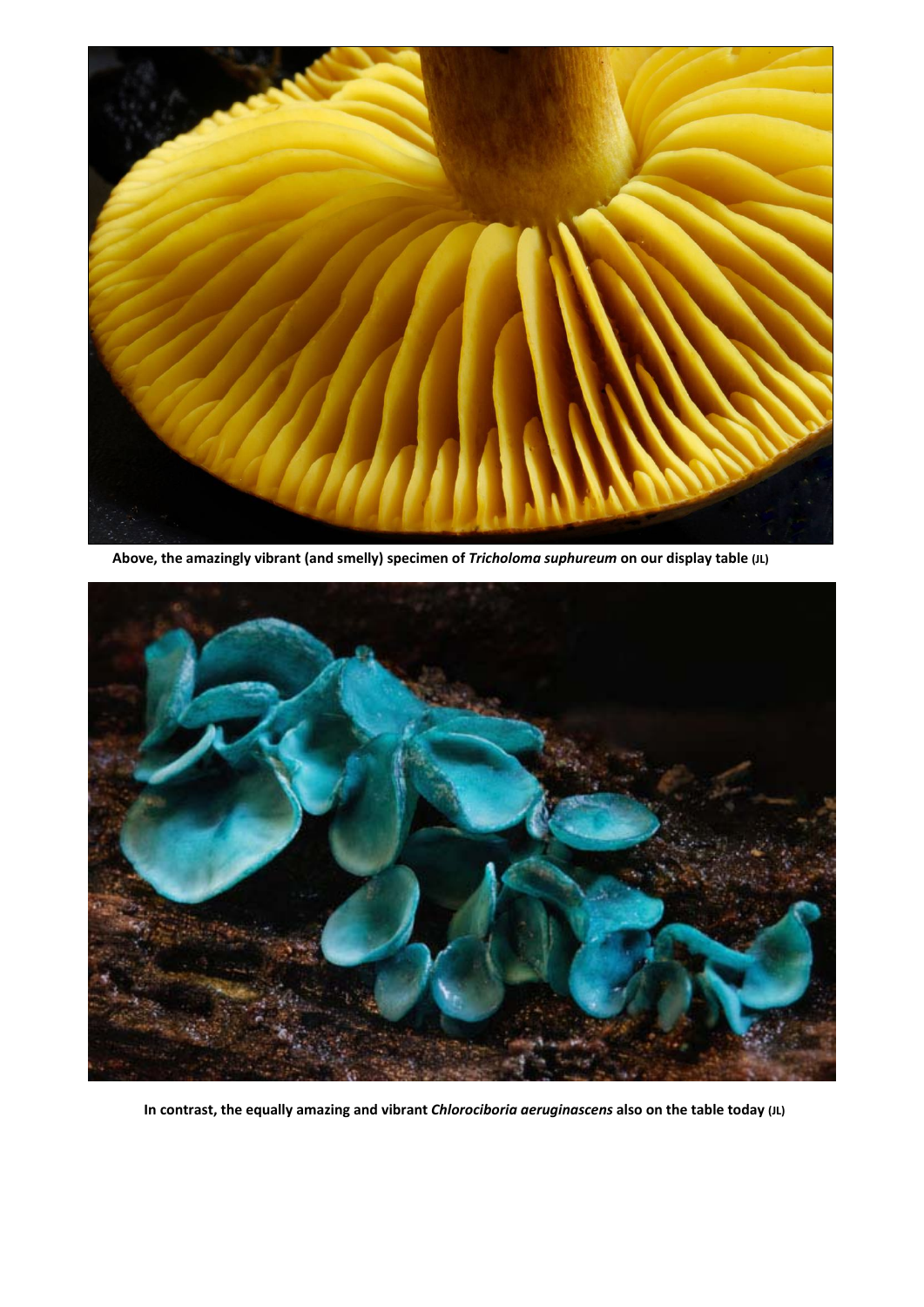**Above, the amazingly vibrant (and smelly) specimen of *Tricholoma suphureum* on our display table (JL)**

**In contrast, the equally amazing and vibrant *Chlorociboria aeruginascens* also on the table today (JL)**